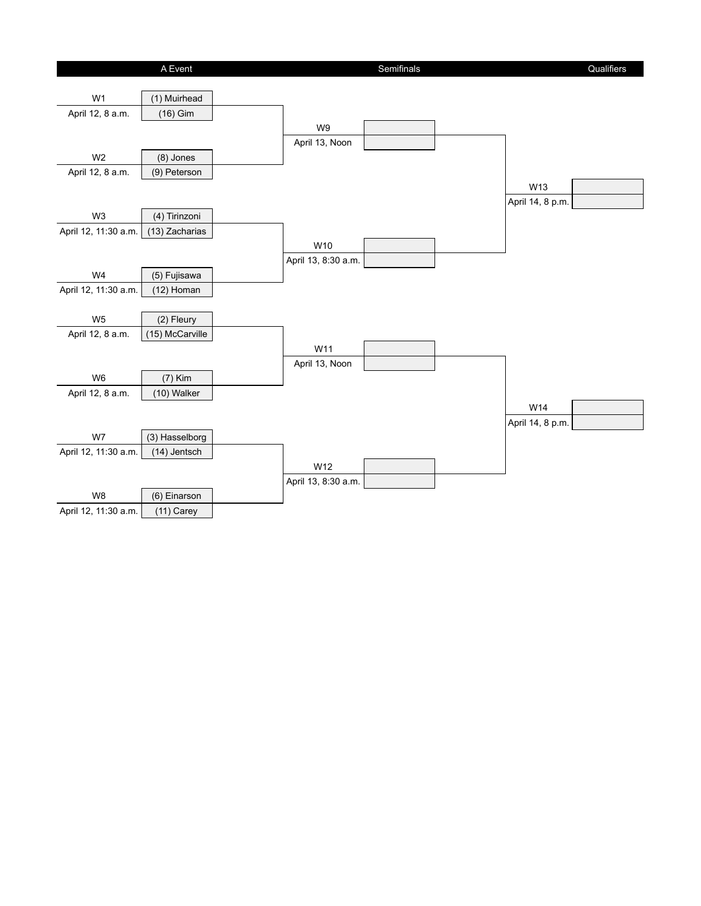| A Event | | Semifinals | | Qualifiers |
|---|---|---|---|---|
| W1 — April 12, 8 a.m. | (1) Muirhead vs. (16) Gim | | | |
| W2 — April 12, 8 a.m. | (8) Jones vs. (9) Peterson | | | |
| | | W9 — April 13, Noon | | |
| W3 — April 12, 11:30 a.m. | (4) Tirinzoni vs. (13) Zacharias | | | |
| W4 — April 12, 11:30 a.m. | (5) Fujisawa vs. (12) Homan | | | |
| | | W10 — April 13, 8:30 a.m. | | |
| | | | W13 — April 14, 8 p.m. | |
| W5 — April 12, 8 a.m. | (2) Fleury vs. (15) McCarville | | | |
| W6 — April 12, 8 a.m. | (7) Kim vs. (10) Walker | | | |
| | | W11 — April 13, Noon | | |
| W7 — April 12, 11:30 a.m. | (3) Hasselborg vs. (14) Jentsch | | | |
| W8 — April 12, 11:30 a.m. | (6) Einarson vs. (11) Carey | | | |
| | | W12 — April 13, 8:30 a.m. | | |
| | | | W14 — April 14, 8 p.m. | |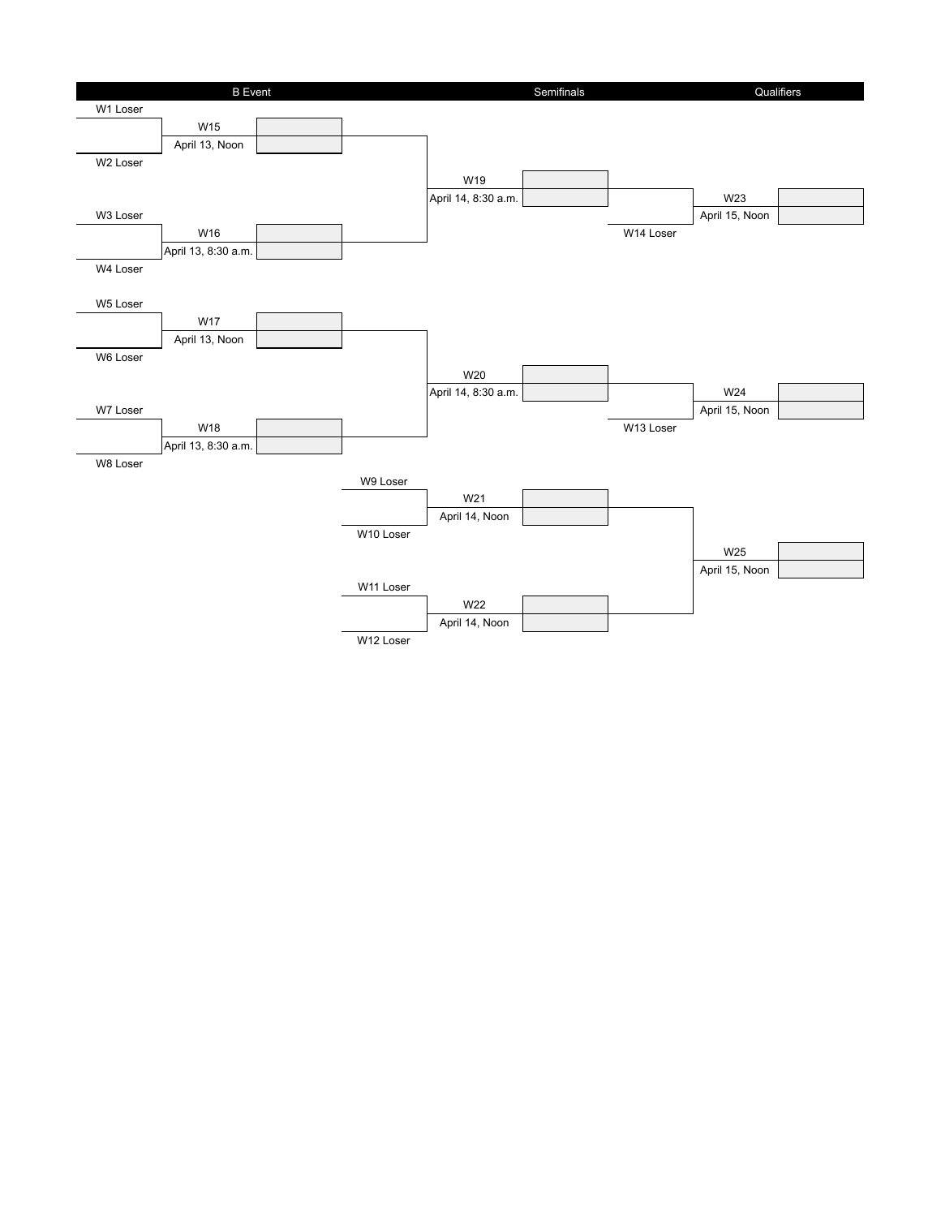| B Event | | Semifinals | Qualifiers |
|---|---|---|---|

## B Event

**W15** — April 13, Noon
- W1 Loser
- W2 Loser

**W16** — April 13, 8:30 a.m.
- W3 Loser
- W4 Loser

**W17** — April 13, Noon
- W5 Loser
- W6 Loser

**W18** — April 13, 8:30 a.m.
- W7 Loser
- W8 Loser

## Semifinals

**W19** — April 14, 8:30 a.m.
- Winner W15
- Winner W16

**W20** — April 14, 8:30 a.m.
- Winner W17
- Winner W18

**W21** — April 14, Noon
- W9 Loser
- W10 Loser

**W22** — April 14, Noon
- W11 Loser
- W12 Loser

## Qualifiers

**W23** — April 15, Noon
- Winner W19
- W14 Loser

**W24** — April 15, Noon
- Winner W20
- W13 Loser

**W25** — April 15, Noon
- Winner W21
- Winner W22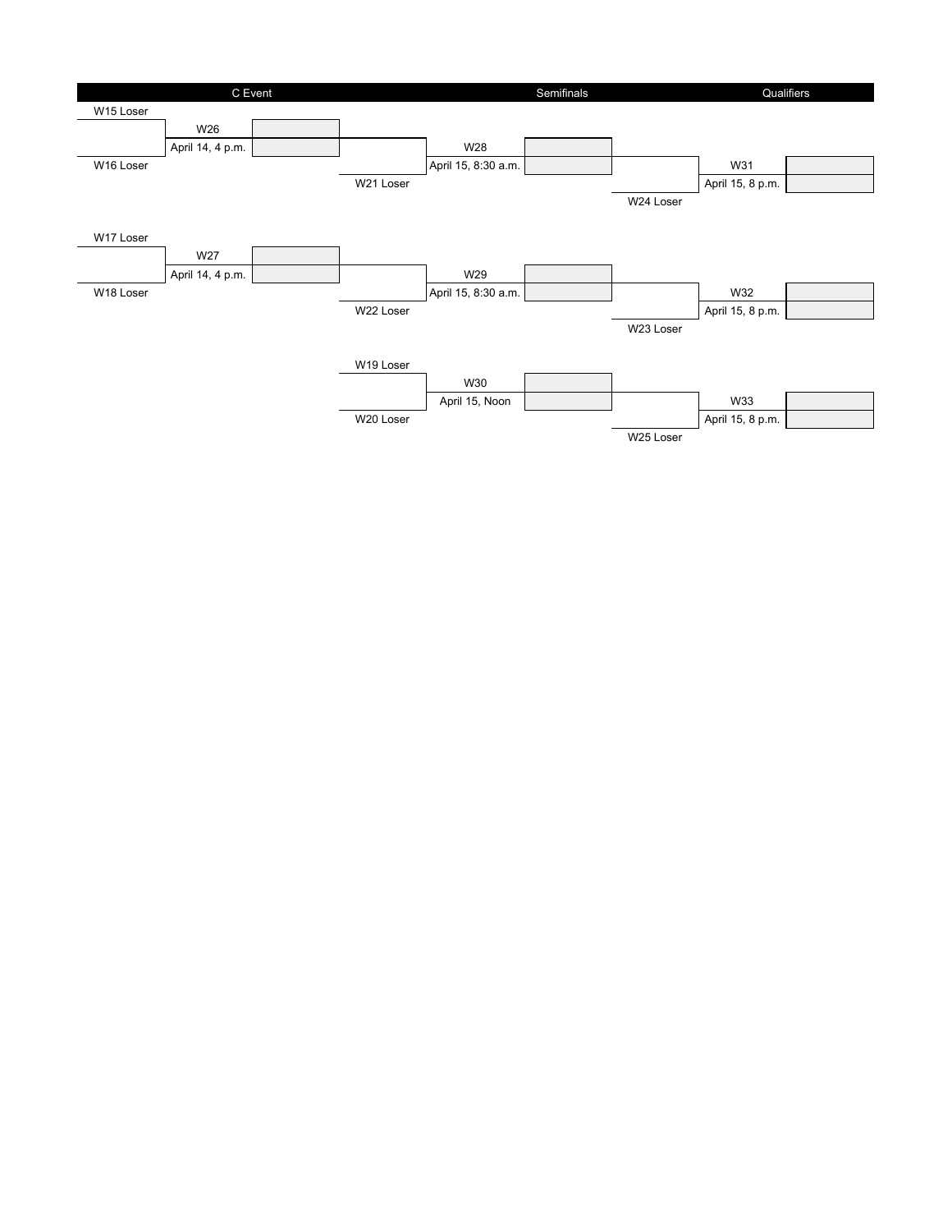| C Event | | Semifinals | | Qualifiers |
| --- | --- | --- | --- | --- |

W15 Loser

W26
April 14, 4 p.m.

W16 Loser

W21 Loser

W28
April 15, 8:30 a.m.

W24 Loser

W31
April 15, 8 p.m.

W17 Loser

W27
April 14, 4 p.m.

W18 Loser

W22 Loser

W29
April 15, 8:30 a.m.

W23 Loser

W32
April 15, 8 p.m.

W19 Loser

W30
April 15, Noon

W20 Loser

W25 Loser

W33
April 15, 8 p.m.